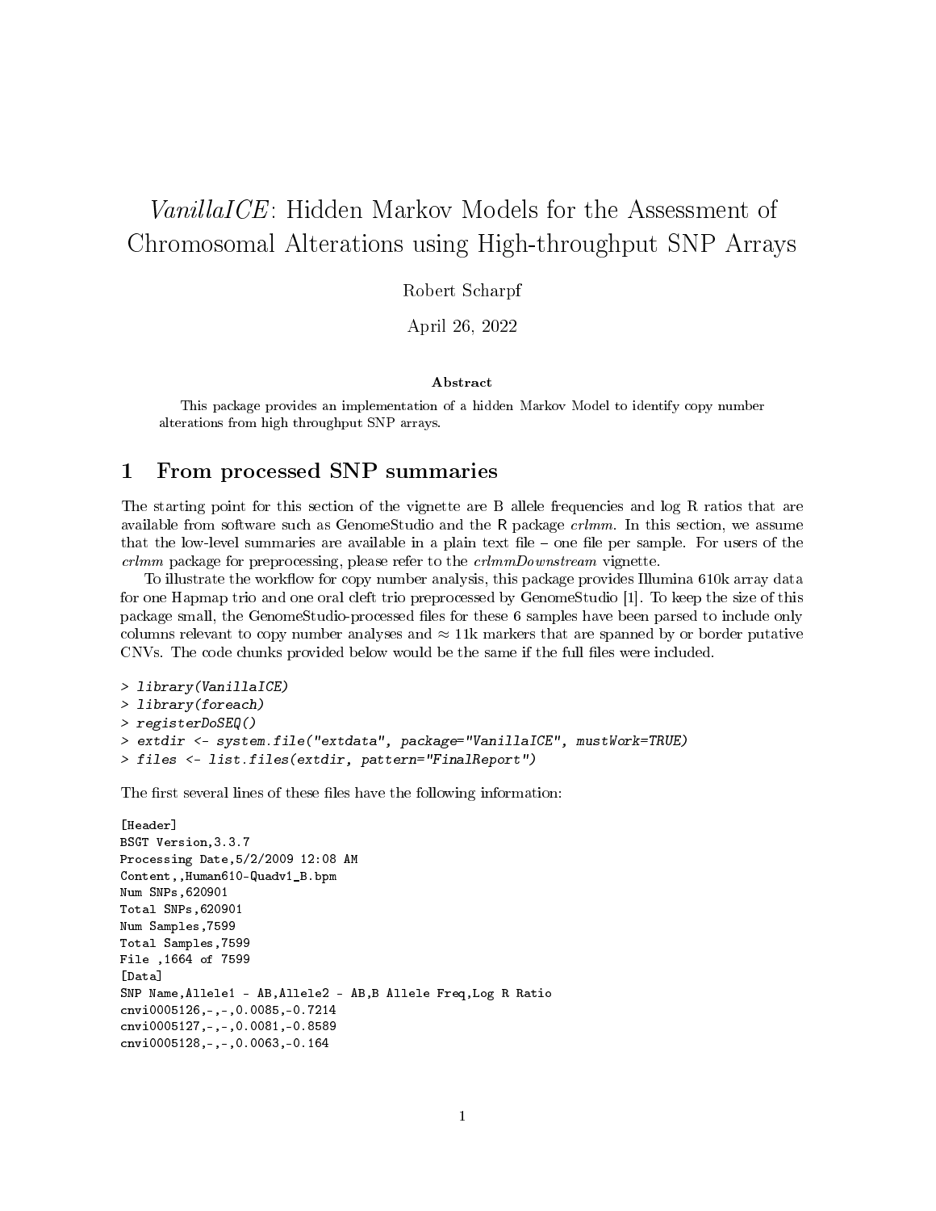# *VanillaICE*: Hidden Markov Models for the Assessment of Chromosomal Alterations using High-throughput SNP Arrays

Robert Scharpf

April 26, 2022

**Abstract**

This package provides an implementation of a hidden Markov Model to identify copy number alterations from high throughput SNP arrays.

## 1 From processed SNP summaries

The starting point for this section of the vignette are B allele frequencies and log R ratios that are available from software such as GenomeStudio and the R package *crlmm*. In this section, we assume that the low-level summaries are available in a plain text file – one file per sample. For users of the *crlmm* package for preprocessing, please refer to the *crlmmDownstream* vignette.

To illustrate the workflow for copy number analysis, this package provides Illumina 610k array data for one Hapmap trio and one oral cleft trio preprocessed by GenomeStudio [1]. To keep the size of this package small, the GenomeStudio-processed files for these 6 samples have been parsed to include only columns relevant to copy number analyses and $\approx$ 11k markers that are spanned by or border putative CNVs. The code chunks provided below would be the same if the full files were included.

```
> library(VanillaICE)
> library(foreach)
> registerDoSEQ()
> extdir <- system.file("extdata", package="VanillaICE", mustWork=TRUE)
> files <- list.files(extdir, pattern="FinalReport")
```

The first several lines of these files have the following information:

```
[Header]
BSGT Version,3.3.7
Processing Date,5/2/2009 12:08 AM
Content,,Human610-Quadv1_B.bpm
Num SNPs,620901
Total SNPs,620901
Num Samples,7599
Total Samples,7599
File ,1664 of 7599
[Data]
SNP Name,Allele1 - AB,Allele2 - AB,B Allele Freq,Log R Ratio
cnvi0005126,-,-,0.0085,-0.7214
cnvi0005127,-,-,0.0081,-0.8589
cnvi0005128,-,-,0.0063,-0.164
```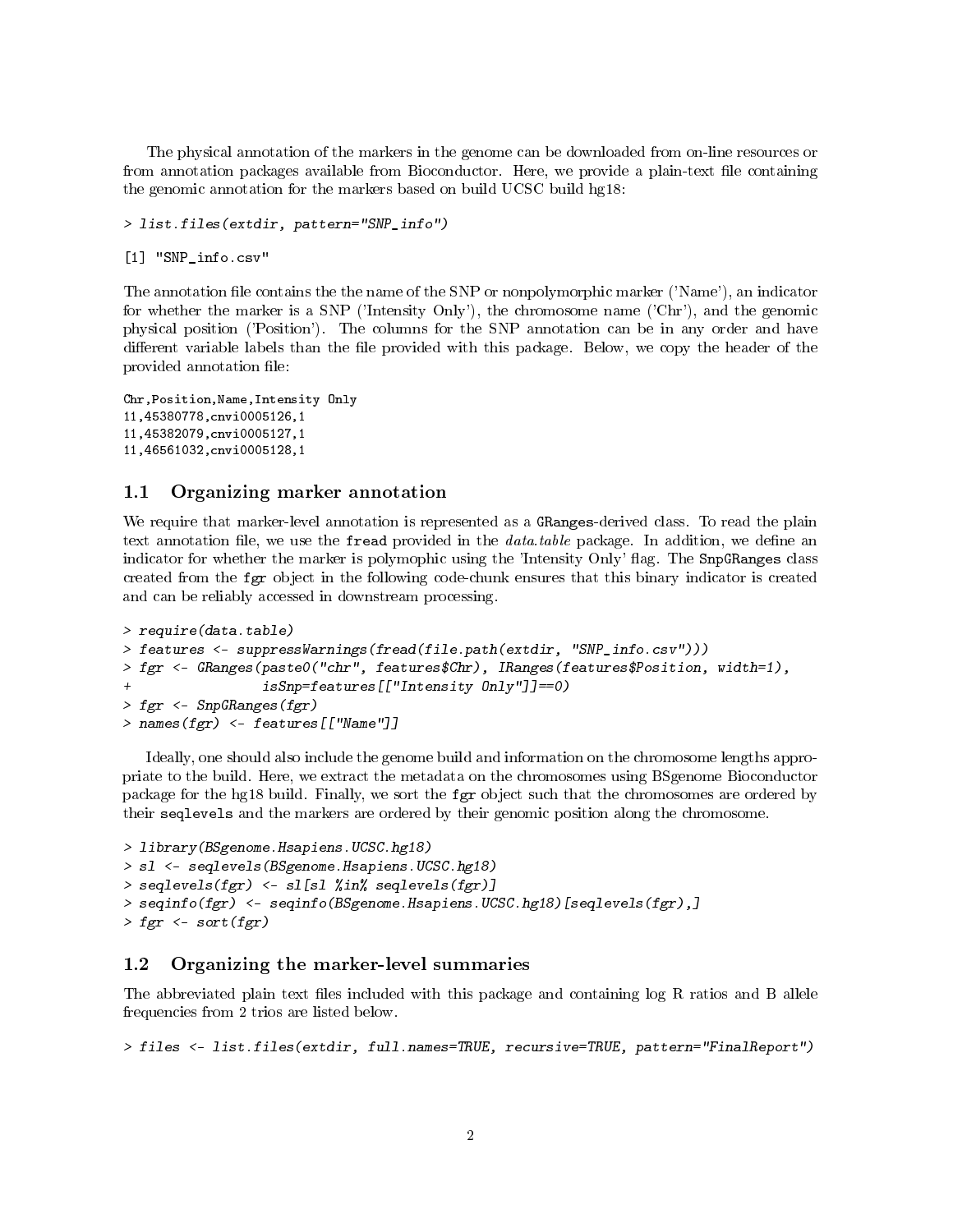The physical annotation of the markers in the genome can be downloaded from on-line resources or from annotation packages available from Bioconductor. Here, we provide a plain-text file containing the genomic annotation for the markers based on build UCSC build hg18:

```
> list.files(extdir, pattern="SNP_info")
```

```
[1] "SNP_info.csv"
```

The annotation file contains the the name of the SNP or nonpolymorphic marker ('Name'), an indicator for whether the marker is a SNP ('Intensity Only'), the chromosome name ('Chr'), and the genomic physical position ('Position'). The columns for the SNP annotation can be in any order and have different variable labels than the file provided with this package. Below, we copy the header of the provided annotation file:

```
Chr,Position,Name,Intensity Only
11,45380778,cnvi0005126,1
11,45382079,cnvi0005127,1
11,46561032,cnvi0005128,1
```

## 1.1 Organizing marker annotation

We require that marker-level annotation is represented as a `GRanges`-derived class. To read the plain text annotation file, we use the `fread` provided in the *data.table* package. In addition, we define an indicator for whether the marker is polymophic using the 'Intensity Only' flag. The `SnpGRanges` class created from the `fgr` object in the following code-chunk ensures that this binary indicator is created and can be reliably accessed in downstream processing.

```
> require(data.table)
> features <- suppressWarnings(fread(file.path(extdir, "SNP_info.csv")))
> fgr <- GRanges(paste0("chr", features$Chr), IRanges(features$Position, width=1),
+                isSnp=features[["Intensity Only"]]==0)
> fgr <- SnpGRanges(fgr)
> names(fgr) <- features[["Name"]]
```

Ideally, one should also include the genome build and information on the chromosome lengths appropriate to the build. Here, we extract the metadata on the chromosomes using BSgenome Bioconductor package for the hg18 build. Finally, we sort the `fgr` object such that the chromosomes are ordered by their `seqlevels` and the markers are ordered by their genomic position along the chromosome.

```
> library(BSgenome.Hsapiens.UCSC.hg18)
> sl <- seqlevels(BSgenome.Hsapiens.UCSC.hg18)
> seqlevels(fgr) <- sl[sl %in% seqlevels(fgr)]
> seqinfo(fgr) <- seqinfo(BSgenome.Hsapiens.UCSC.hg18)[seqlevels(fgr),]
> fgr <- sort(fgr)
```

## 1.2 Organizing the marker-level summaries

The abbreviated plain text files included with this package and containing log R ratios and B allele frequencies from 2 trios are listed below.

```
> files <- list.files(extdir, full.names=TRUE, recursive=TRUE, pattern="FinalReport")
```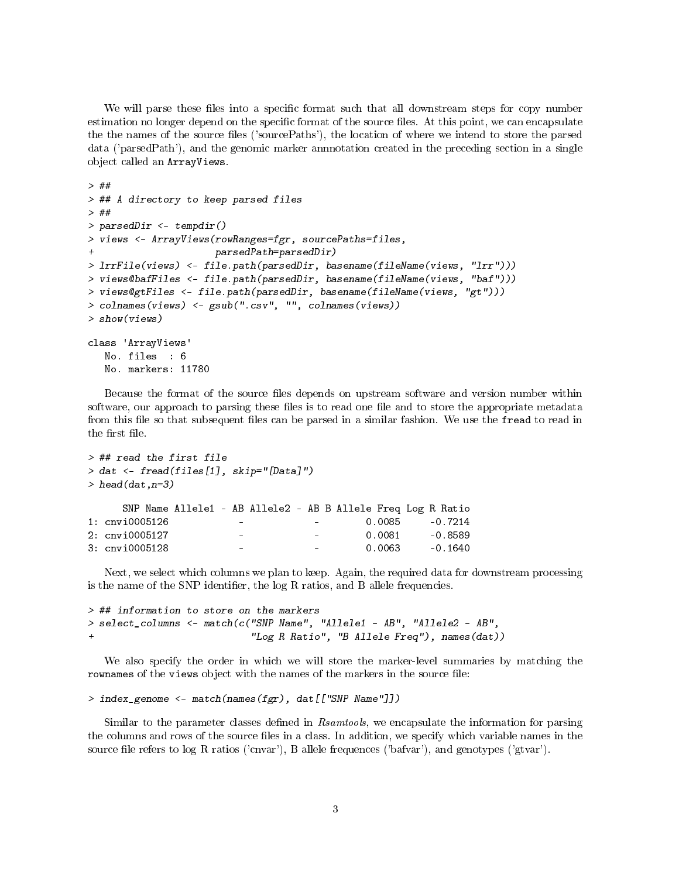We will parse these files into a specific format such that all downstream steps for copy number estimation no longer depend on the specific format of the source files. At this point, we can encapsulate the the names of the source files ('sourcePaths'), the location of where we intend to store the parsed data ('parsedPath'), and the genomic marker annnotation created in the preceding section in a single object called an `ArrayViews`.

```
> ##
> ## A directory to keep parsed files
> ##
> parsedDir <- tempdir()
> views <- ArrayViews(rowRanges=fgr, sourcePaths=files,
+                     parsedPath=parsedDir)
> lrrFile(views) <- file.path(parsedDir, basename(fileName(views, "lrr")))
> views@bafFiles <- file.path(parsedDir, basename(fileName(views, "baf")))
> views@gtFiles <- file.path(parsedDir, basename(fileName(views, "gt")))
> colnames(views) <- gsub(".csv", "", colnames(views))
> show(views)

class 'ArrayViews'
   No. files  : 6
   No. markers: 11780
```

Because the format of the source files depends on upstream software and version number within software, our approach to parsing these files is to read one file and to store the appropriate metadata from this file so that subsequent files can be parsed in a similar fashion. We use the `fread` to read in the first file.

```
> ## read the first file
> dat <- fread(files[1], skip="[Data]")
> head(dat,n=3)

      SNP Name Allele1 - AB Allele2 - AB B Allele Freq Log R Ratio
1: cnvi0005126            -            -        0.0085     -0.7214
2: cnvi0005127            -            -        0.0081     -0.8589
3: cnvi0005128            -            -        0.0063     -0.1640
```

Next, we select which columns we plan to keep. Again, the required data for downstream processing is the name of the SNP identifier, the log R ratios, and B allele frequencies.

```
> ## information to store on the markers
> select_columns <- match(c("SNP Name", "Allele1 - AB", "Allele2 - AB",
+                           "Log R Ratio", "B Allele Freq"), names(dat))
```

We also specify the order in which we will store the marker-level summaries by matching the `rownames` of the `views` object with the names of the markers in the source file:

```
> index_genome <- match(names(fgr), dat[["SNP Name"]])
```

Similar to the parameter classes defined in *Rsamtools*, we encapsulate the information for parsing the columns and rows of the source files in a class. In addition, we specify which variable names in the source file refers to log R ratios ('cnvar'), B allele frequences ('bafvar'), and genotypes ('gtvar').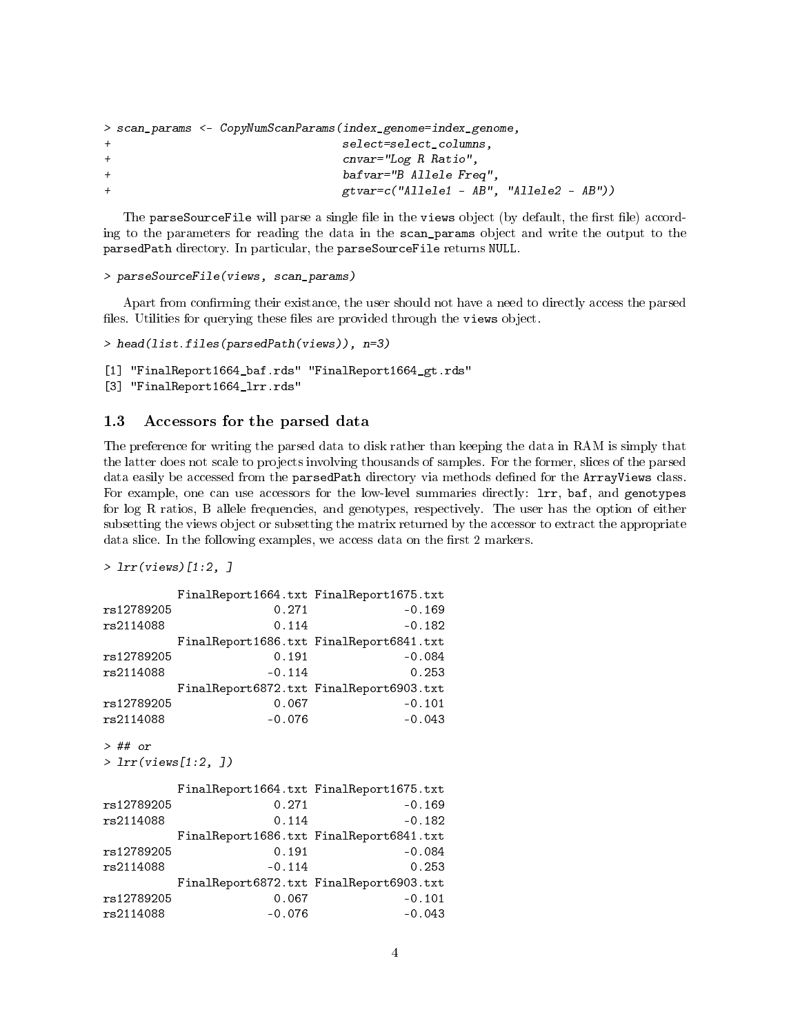```
> scan_params <- CopyNumScanParams(index_genome=index_genome,
+                                  select=select_columns,
+                                  cnvar="Log R Ratio",
+                                  bafvar="B Allele Freq",
+                                  gtvar=c("Allele1 - AB", "Allele2 - AB"))
```

The parseSourceFile will parse a single file in the views object (by default, the first file) according to the parameters for reading the data in the scan_params object and write the output to the parsedPath directory. In particular, the parseSourceFile returns NULL.

```
> parseSourceFile(views, scan_params)
```

Apart from confirming their existance, the user should not have a need to directly access the parsed files. Utilities for querying these files are provided through the views object.

```
> head(list.files(parsedPath(views)), n=3)

[1] "FinalReport1664_baf.rds" "FinalReport1664_gt.rds"
[3] "FinalReport1664_lrr.rds"
```

### 1.3 Accessors for the parsed data

The preference for writing the parsed data to disk rather than keeping the data in RAM is simply that the latter does not scale to projects involving thousands of samples. For the former, slices of the parsed data easily be accessed from the parsedPath directory via methods defined for the ArrayViews class. For example, one can use accessors for the low-level summaries directly: lrr, baf, and genotypes for log R ratios, B allele frequencies, and genotypes, respectively. The user has the option of either subsetting the views object or subsetting the matrix returned by the accessor to extract the appropriate data slice. In the following examples, we access data on the first 2 markers.

```
> lrr(views)[1:2, ]

           FinalReport1664.txt FinalReport1675.txt
rs12789205               0.271              -0.169
rs2114088                0.114              -0.182
           FinalReport1686.txt FinalReport6841.txt
rs12789205               0.191              -0.084
rs2114088               -0.114               0.253
           FinalReport6872.txt FinalReport6903.txt
rs12789205               0.067              -0.101
rs2114088               -0.076              -0.043

> ## or
> lrr(views[1:2, ])

           FinalReport1664.txt FinalReport1675.txt
rs12789205               0.271              -0.169
rs2114088                0.114              -0.182
           FinalReport1686.txt FinalReport6841.txt
rs12789205               0.191              -0.084
rs2114088               -0.114               0.253
           FinalReport6872.txt FinalReport6903.txt
rs12789205               0.067              -0.101
rs2114088               -0.076              -0.043
```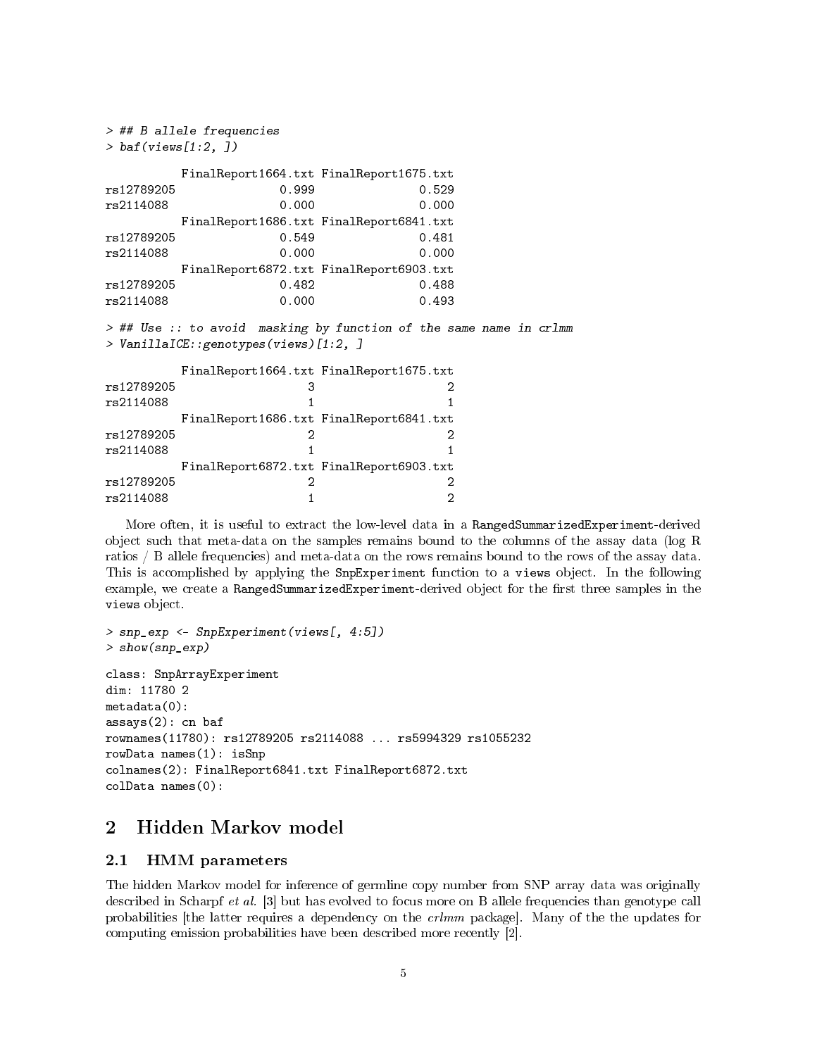```
> ## B allele frequencies
> baf(views[1:2, ])

           FinalReport1664.txt FinalReport1675.txt
rs12789205               0.999               0.529
rs2114088                0.000               0.000
           FinalReport1686.txt FinalReport6841.txt
rs12789205               0.549               0.481
rs2114088                0.000               0.000
           FinalReport6872.txt FinalReport6903.txt
rs12789205               0.482               0.488
rs2114088                0.000               0.493

> ## Use :: to avoid  masking by function of the same name in crlmm
> VanillaICE::genotypes(views)[1:2, ]

           FinalReport1664.txt FinalReport1675.txt
rs12789205                   3                   2
rs2114088                    1                   1
           FinalReport1686.txt FinalReport6841.txt
rs12789205                   2                   2
rs2114088                    1                   1
           FinalReport6872.txt FinalReport6903.txt
rs12789205                   2                   2
rs2114088                    1                   2
```

More often, it is useful to extract the low-level data in a RangedSummarizedExperiment-derived object such that meta-data on the samples remains bound to the columns of the assay data (log R ratios / B allele frequencies) and meta-data on the rows remains bound to the rows of the assay data. This is accomplished by applying the SnpExperiment function to a views object. In the following example, we create a RangedSummarizedExperiment-derived object for the first three samples in the views object.

```
> snp_exp <- SnpExperiment(views[, 4:5])
> show(snp_exp)

class: SnpArrayExperiment
dim: 11780 2
metadata(0):
assays(2): cn baf
rownames(11780): rs12789205 rs2114088 ... rs5994329 rs1055232
rowData names(1): isSnp
colnames(2): FinalReport6841.txt FinalReport6872.txt
colData names(0):
```

# 2 Hidden Markov model

## 2.1 HMM parameters

The hidden Markov model for inference of germline copy number from SNP array data was originally described in Scharpf *et al.* [3] but has evolved to focus more on B allele frequencies than genotype call probabilities [the latter requires a dependency on the *crlmm* package]. Many of the the updates for computing emission probabilities have been described more recently [2].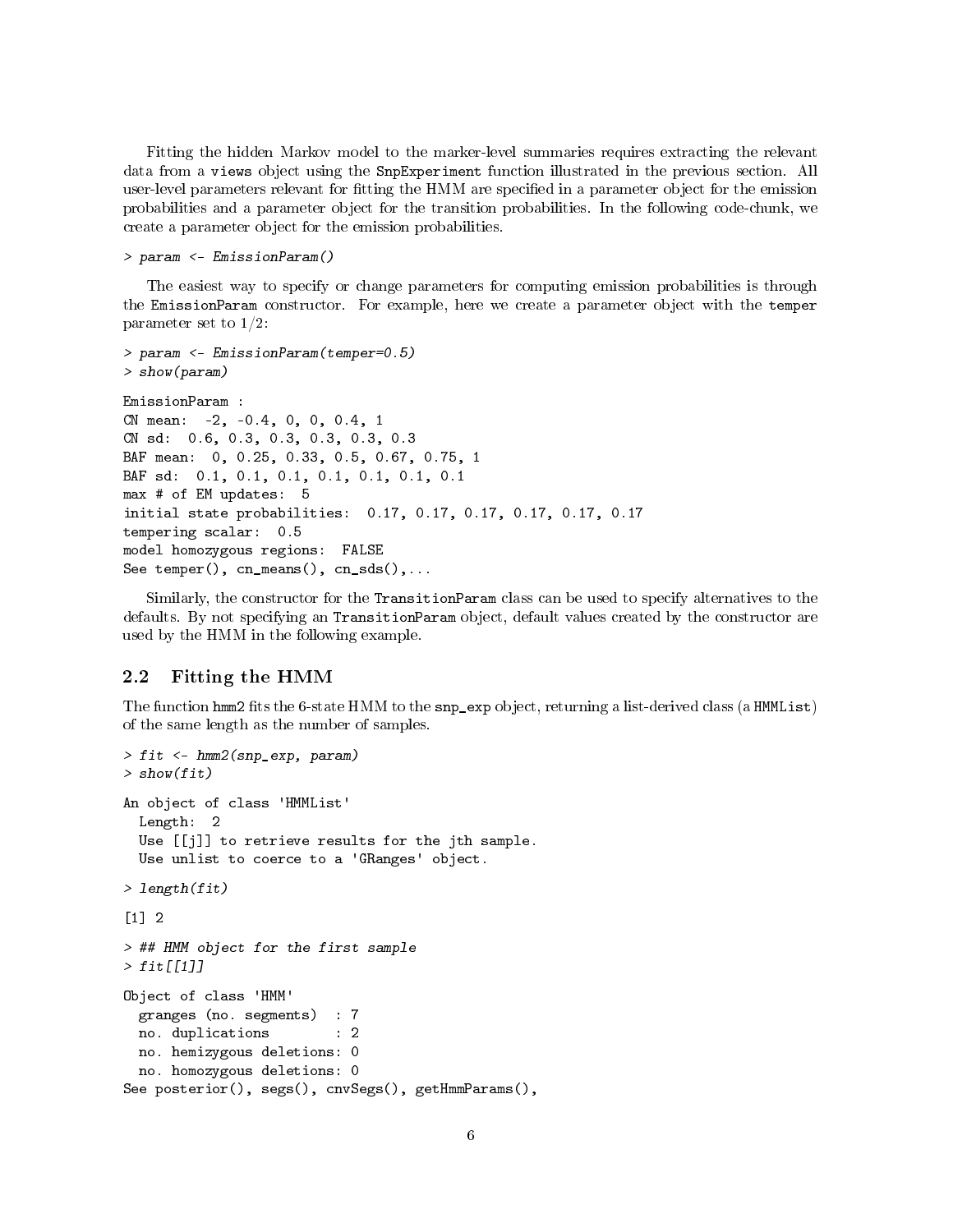Fitting the hidden Markov model to the marker-level summaries requires extracting the relevant data from a `views` object using the `SnpExperiment` function illustrated in the previous section. All user-level parameters relevant for fitting the HMM are specified in a parameter object for the emission probabilities and a parameter object for the transition probabilities. In the following code-chunk, we create a parameter object for the emission probabilities.

```
> param <- EmissionParam()
```

The easiest way to specify or change parameters for computing emission probabilities is through the `EmissionParam` constructor. For example, here we create a parameter object with the `temper` parameter set to 1/2:

```
> param <- EmissionParam(temper=0.5)
> show(param)

EmissionParam :
CN mean:  -2, -0.4, 0, 0, 0.4, 1
CN sd:  0.6, 0.3, 0.3, 0.3, 0.3, 0.3
BAF mean:  0, 0.25, 0.33, 0.5, 0.67, 0.75, 1
BAF sd:  0.1, 0.1, 0.1, 0.1, 0.1, 0.1, 0.1
max # of EM updates:  5
initial state probabilities:  0.17, 0.17, 0.17, 0.17, 0.17, 0.17
tempering scalar:  0.5
model homozygous regions:  FALSE
See temper(), cn_means(), cn_sds(),...
```

Similarly, the constructor for the `TransitionParam` class can be used to specify alternatives to the defaults. By not specifying an `TransitionParam` object, default values created by the constructor are used by the HMM in the following example.

## 2.2 Fitting the HMM

The function `hmm2` fits the 6-state HMM to the `snp_exp` object, returning a list-derived class (a `HMMList`) of the same length as the number of samples.

```
> fit <- hmm2(snp_exp, param)
> show(fit)

An object of class 'HMMList'
  Length:  2
  Use [[j]] to retrieve results for the jth sample.
  Use unlist to coerce to a 'GRanges' object.

> length(fit)

[1] 2

> ## HMM object for the first sample
> fit[[1]]

Object of class 'HMM'
  granges (no. segments)  : 7
  no. duplications        : 2
  no. hemizygous deletions: 0
  no. homozygous deletions: 0
See posterior(), segs(), cnvSegs(), getHmmParams(),
```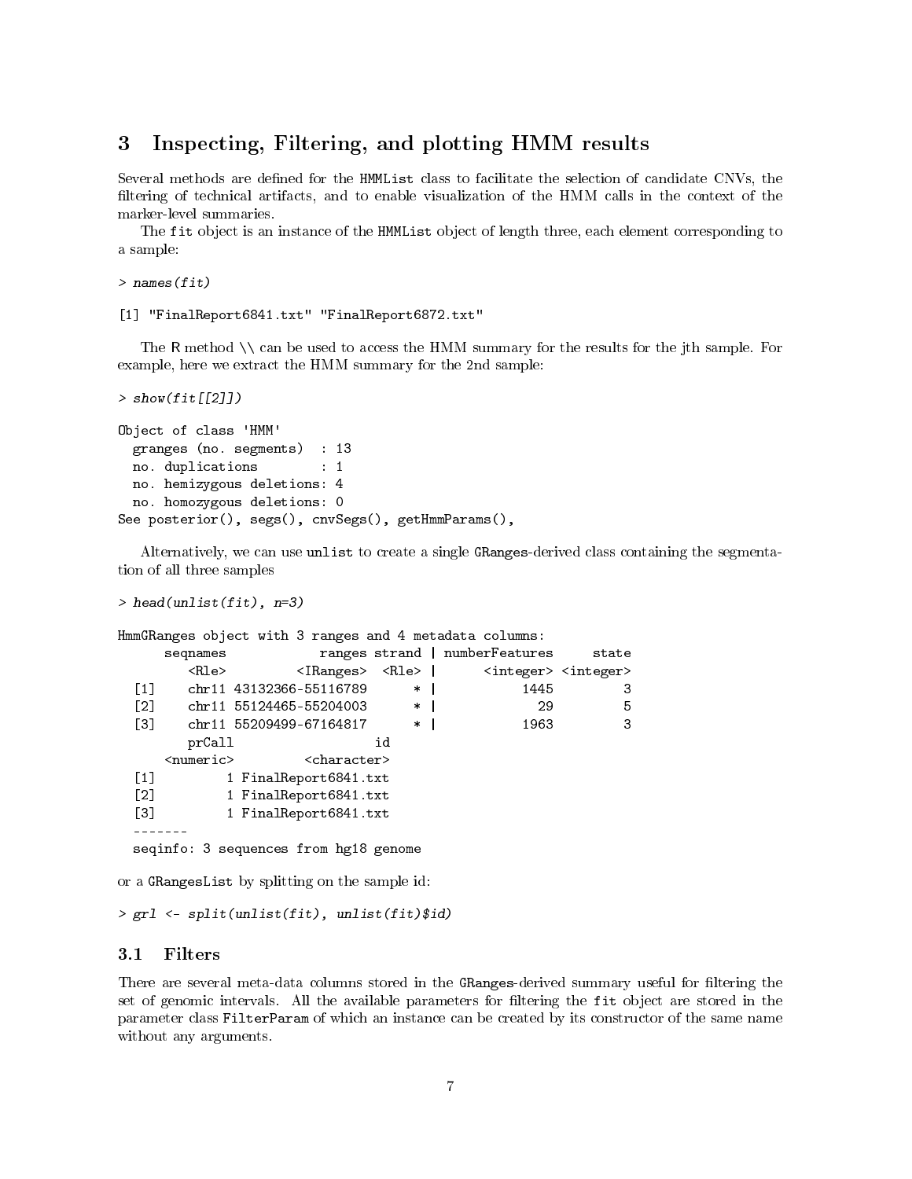## 3 Inspecting, Filtering, and plotting HMM results

Several methods are defined for the `HMMList` class to facilitate the selection of candidate CNVs, the filtering of technical artifacts, and to enable visualization of the HMM calls in the context of the marker-level summaries.

The `fit` object is an instance of the `HMMList` object of length three, each element corresponding to a sample:

```
> names(fit)

[1] "FinalReport6841.txt" "FinalReport6872.txt"
```

The R method \\ can be used to access the HMM summary for the results for the jth sample. For example, here we extract the HMM summary for the 2nd sample:

```
> show(fit[[2]])

Object of class 'HMM'
  granges (no. segments)  : 13
  no. duplications        : 1
  no. hemizygous deletions: 4
  no. homozygous deletions: 0
See posterior(), segs(), cnvSegs(), getHmmParams(),
```

Alternatively, we can use `unlist` to create a single `GRanges`-derived class containing the segmentation of all three samples

```
> head(unlist(fit), n=3)

HmmGRanges object with 3 ranges and 4 metadata columns:
      seqnames            ranges strand | numberFeatures     state
         <Rle>         <IRanges>  <Rle> |      <integer> <integer>
  [1]    chr11 43132366-55116789      * |           1445         3
  [2]    chr11 55124465-55204003      * |             29         5
  [3]    chr11 55209499-67164817      * |           1963         3
         prCall                  id
      <numeric>         <character>
  [1]         1 FinalReport6841.txt
  [2]         1 FinalReport6841.txt
  [3]         1 FinalReport6841.txt
  -------
  seqinfo: 3 sequences from hg18 genome
```

or a `GRangesList` by splitting on the sample id:

```
> grl <- split(unlist(fit), unlist(fit)$id)
```

### 3.1 Filters

There are several meta-data columns stored in the `GRanges`-derived summary useful for filtering the set of genomic intervals. All the available parameters for filtering the `fit` object are stored in the parameter class `FilterParam` of which an instance can be created by its constructor of the same name without any arguments.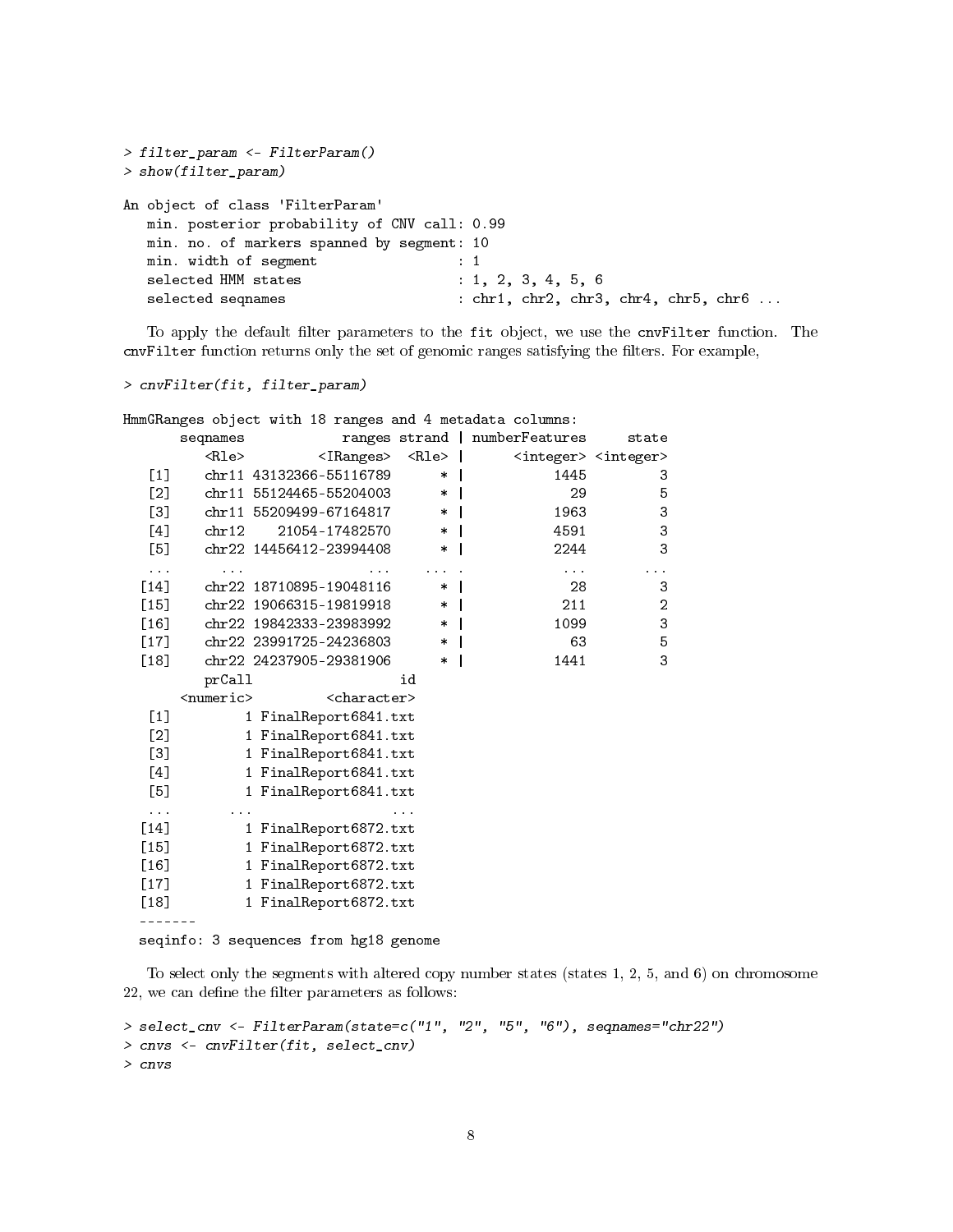```
> filter_param <- FilterParam()
> show(filter_param)

An object of class 'FilterParam'
   min. posterior probability of CNV call: 0.99
   min. no. of markers spanned by segment: 10
   min. width of segment                 : 1
   selected HMM states                   : 1, 2, 3, 4, 5, 6
   selected seqnames                     : chr1, chr2, chr3, chr4, chr5, chr6 ...
```

To apply the default filter parameters to the fit object, we use the cnvFilter function. The cnvFilter function returns only the set of genomic ranges satisfying the filters. For example,

```
> cnvFilter(fit, filter_param)

HmmGRanges object with 18 ranges and 4 metadata columns:
       seqnames            ranges strand | numberFeatures     state
          <Rle>         <IRanges>  <Rle> |      <integer> <integer>
   [1]    chr11 43132366-55116789      * |           1445         3
   [2]    chr11 55124465-55204003      * |             29         5
   [3]    chr11 55209499-67164817      * |           1963         3
   [4]    chr12    21054-17482570      * |           4591         3
   [5]    chr22 14456412-23994408      * |           2244         3
   ...      ...               ...    ... .            ...       ...
  [14]    chr22 18710895-19048116      * |             28         3
  [15]    chr22 19066315-19819918      * |            211         2
  [16]    chr22 19842333-23983992      * |           1099         3
  [17]    chr22 23991725-24236803      * |             63         5
  [18]    chr22 24237905-29381906      * |           1441         3
          prCall                  id
       <numeric>         <character>
   [1]         1 FinalReport6841.txt
   [2]         1 FinalReport6841.txt
   [3]         1 FinalReport6841.txt
   [4]         1 FinalReport6841.txt
   [5]         1 FinalReport6841.txt
   ...       ...                 ...
  [14]         1 FinalReport6872.txt
  [15]         1 FinalReport6872.txt
  [16]         1 FinalReport6872.txt
  [17]         1 FinalReport6872.txt
  [18]         1 FinalReport6872.txt
  -------
  seqinfo: 3 sequences from hg18 genome
```

To select only the segments with altered copy number states (states 1, 2, 5, and 6) on chromosome 22, we can define the filter parameters as follows:

```
> select_cnv <- FilterParam(state=c("1", "2", "5", "6"), seqnames="chr22")
> cnvs <- cnvFilter(fit, select_cnv)
> cnvs
```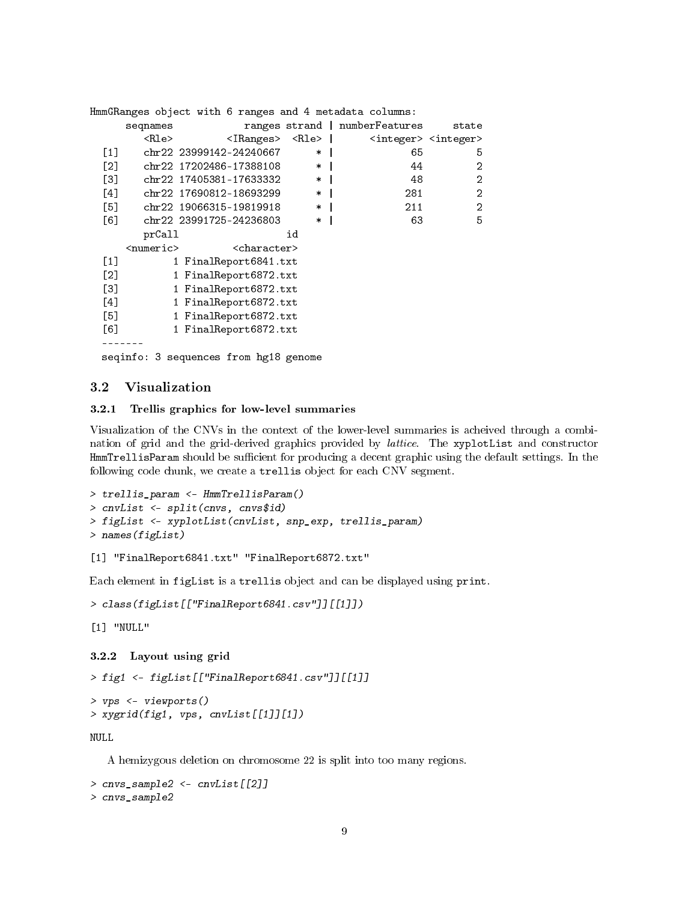```
HmmGRanges object with 6 ranges and 4 metadata columns:
      seqnames            ranges strand | numberFeatures     state
         <Rle>         <IRanges>  <Rle> |      <integer> <integer>
  [1]    chr22 23999142-24240667      * |             65         5
  [2]    chr22 17202486-17388108      * |             44         2
  [3]    chr22 17405381-17633332      * |             48         2
  [4]    chr22 17690812-18693299      * |            281         2
  [5]    chr22 19066315-19819918      * |            211         2
  [6]    chr22 23991725-24236803      * |             63         5
         prCall                  id
      <numeric>         <character>
  [1]         1 FinalReport6841.txt
  [2]         1 FinalReport6872.txt
  [3]         1 FinalReport6872.txt
  [4]         1 FinalReport6872.txt
  [5]         1 FinalReport6872.txt
  [6]         1 FinalReport6872.txt
  -------
  seqinfo: 3 sequences from hg18 genome
```

## 3.2 Visualization

### 3.2.1 Trellis graphics for low-level summaries

Visualization of the CNVs in the context of the lower-level summaries is acheived through a combination of grid and the grid-derived graphics provided by *lattice*. The `xyplotList` and constructor `HmmTrellisParam` should be sufficient for producing a decent graphic using the default settings. In the following code chunk, we create a `trellis` object for each CNV segment.

```
> trellis_param <- HmmTrellisParam()
> cnvList <- split(cnvs, cnvs$id)
> figList <- xyplotList(cnvList, snp_exp, trellis_param)
> names(figList)
```

```
[1] "FinalReport6841.txt" "FinalReport6872.txt"
```

Each element in `figList` is a `trellis` object and can be displayed using `print`.

```
> class(figList[["FinalReport6841.csv"]][[1]])
```

```
[1] "NULL"
```

### 3.2.2 Layout using grid

```
> fig1 <- figList[["FinalReport6841.csv"]][[1]]
```

```
> vps <- viewports()
> xygrid(fig1, vps, cnvList[[1]][1])
```

```
NULL
```

A hemizygous deletion on chromosome 22 is split into too many regions.

```
> cnvs_sample2 <- cnvList[[2]]
> cnvs_sample2
```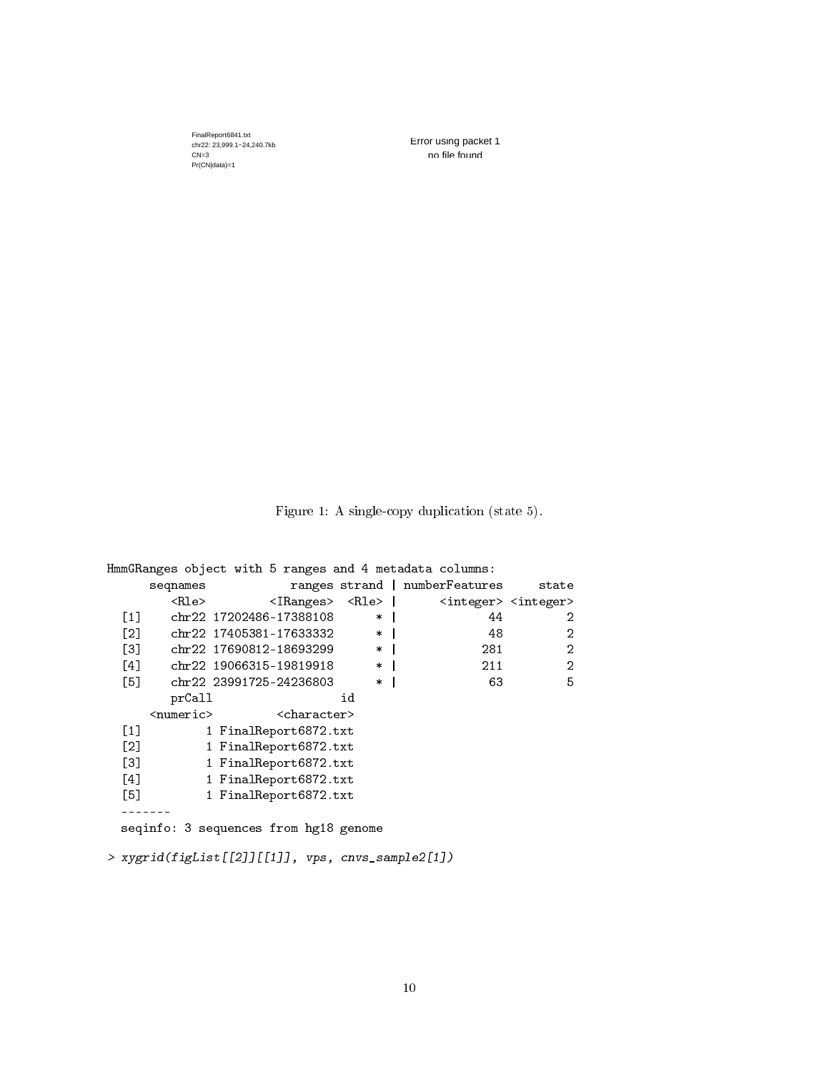FinalReport6841.txt
chr22: 23,999.1−24,240.7kb
CN=3
Pr(CN|data)=1

Error using packet 1
no file found

Figure 1: A single-copy duplication (state 5).

```
HmmGRanges object with 5 ranges and 4 metadata columns:
      seqnames            ranges strand | numberFeatures     state
         <Rle>         <IRanges>  <Rle> |      <integer> <integer>
  [1]    chr22 17202486-17388108      * |             44         2
  [2]    chr22 17405381-17633332      * |             48         2
  [3]    chr22 17690812-18693299      * |            281         2
  [4]    chr22 19066315-19819918      * |            211         2
  [5]    chr22 23991725-24236803      * |             63         5
         prCall                   id
      <numeric>          <character>
  [1]         1 FinalReport6872.txt
  [2]         1 FinalReport6872.txt
  [3]         1 FinalReport6872.txt
  [4]         1 FinalReport6872.txt
  [5]         1 FinalReport6872.txt
  -------
  seqinfo: 3 sequences from hg18 genome

> xygrid(figList[[2]][[1]], vps, cnvs_sample2[1])
```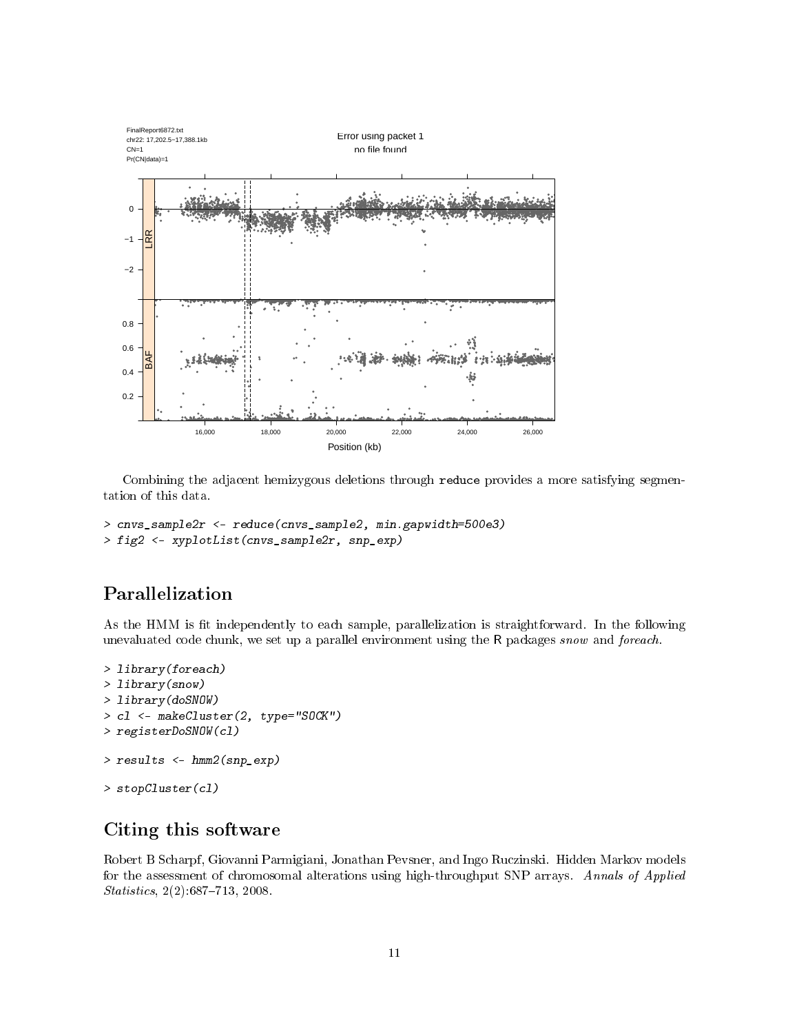Combining the adjacent hemizygous deletions through `reduce` provides a more satisfying segmentation of this data.

```
> cnvs_sample2r <- reduce(cnvs_sample2, min.gapwidth=500e3)
> fig2 <- xyplotList(cnvs_sample2r, snp_exp)
```

# Parallelization

As the HMM is fit independently to each sample, parallelization is straightforward. In the following unevaluated code chunk, we set up a parallel environment using the R packages *snow* and *foreach*.

```
> library(foreach)
> library(snow)
> library(doSNOW)
> cl <- makeCluster(2, type="SOCK")
> registerDoSNOW(cl)

> results <- hmm2(snp_exp)

> stopCluster(cl)
```

# Citing this software

Robert B Scharpf, Giovanni Parmigiani, Jonathan Pevsner, and Ingo Ruczinski. Hidden Markov models for the assessment of chromosomal alterations using high-throughput SNP arrays. *Annals of Applied Statistics*, 2(2):687–713, 2008.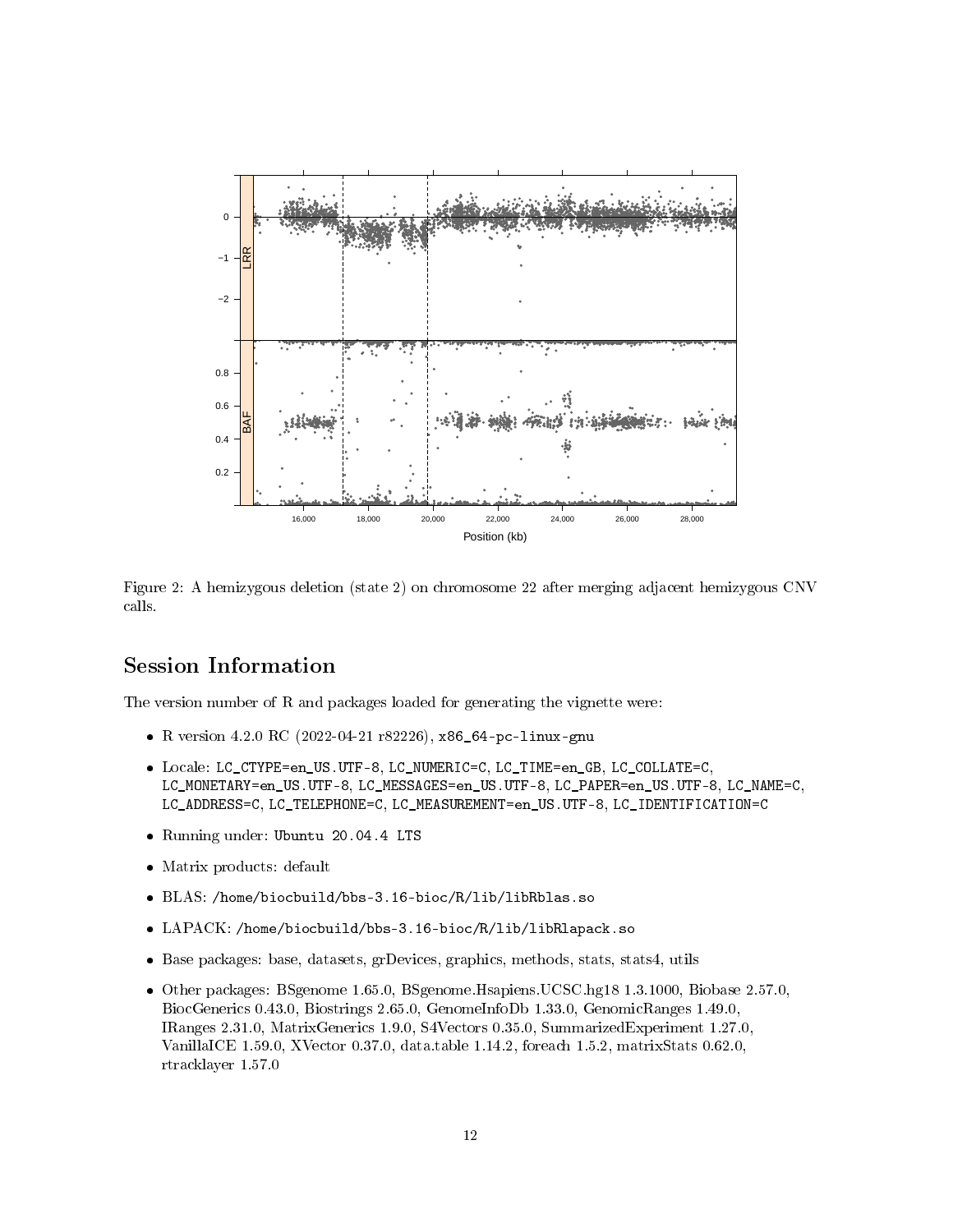Figure 2: A hemizygous deletion (state 2) on chromosome 22 after merging adjacent hemizygous CNV calls.

## Session Information

The version number of R and packages loaded for generating the vignette were:

- R version 4.2.0 RC (2022-04-21 r82226), `x86_64-pc-linux-gnu`
- Locale: `LC_CTYPE=en_US.UTF-8`, `LC_NUMERIC=C`, `LC_TIME=en_GB`, `LC_COLLATE=C`, `LC_MONETARY=en_US.UTF-8`, `LC_MESSAGES=en_US.UTF-8`, `LC_PAPER=en_US.UTF-8`, `LC_NAME=C`, `LC_ADDRESS=C`, `LC_TELEPHONE=C`, `LC_MEASUREMENT=en_US.UTF-8`, `LC_IDENTIFICATION=C`
- Running under: `Ubuntu 20.04.4 LTS`
- Matrix products: default
- BLAS: `/home/biocbuild/bbs-3.16-bioc/R/lib/libRblas.so`
- LAPACK: `/home/biocbuild/bbs-3.16-bioc/R/lib/libRlapack.so`
- Base packages: base, datasets, grDevices, graphics, methods, stats, stats4, utils
- Other packages: BSgenome 1.65.0, BSgenome.Hsapiens.UCSC.hg18 1.3.1000, Biobase 2.57.0, BiocGenerics 0.43.0, Biostrings 2.65.0, GenomeInfoDb 1.33.0, GenomicRanges 1.49.0, IRanges 2.31.0, MatrixGenerics 1.9.0, S4Vectors 0.35.0, SummarizedExperiment 1.27.0, VanillaICE 1.59.0, XVector 0.37.0, data.table 1.14.2, foreach 1.5.2, matrixStats 0.62.0, rtracklayer 1.57.0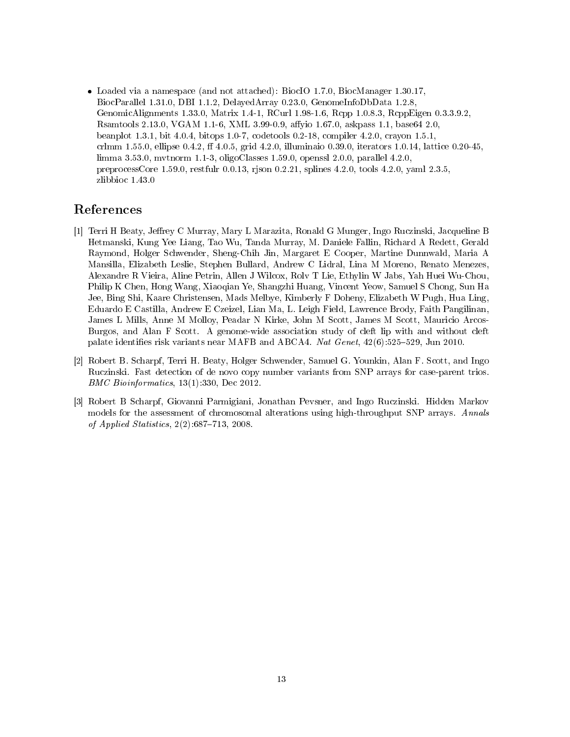- Loaded via a namespace (and not attached): BiocIO 1.7.0, BiocManager 1.30.17, BiocParallel 1.31.0, DBI 1.1.2, DelayedArray 0.23.0, GenomeInfoDbData 1.2.8, GenomicAlignments 1.33.0, Matrix 1.4-1, RCurl 1.98-1.6, Rcpp 1.0.8.3, RcppEigen 0.3.3.9.2, Rsamtools 2.13.0, VGAM 1.1-6, XML 3.99-0.9, affyio 1.67.0, askpass 1.1, base64 2.0, beanplot 1.3.1, bit 4.0.4, bitops 1.0-7, codetools 0.2-18, compiler 4.2.0, crayon 1.5.1, crlmm 1.55.0, ellipse 0.4.2, ff 4.0.5, grid 4.2.0, illuminaio 0.39.0, iterators 1.0.14, lattice 0.20-45, limma 3.53.0, mvtnorm 1.1-3, oligoClasses 1.59.0, openssl 2.0.0, parallel 4.2.0, preprocessCore 1.59.0, restfulr 0.0.13, rjson 0.2.21, splines 4.2.0, tools 4.2.0, yaml 2.3.5, zlibbioc 1.43.0

# References

[1] Terri H Beaty, Jeffrey C Murray, Mary L Marazita, Ronald G Munger, Ingo Ruczinski, Jacqueline B Hetmanski, Kung Yee Liang, Tao Wu, Tanda Murray, M. Daniele Fallin, Richard A Redett, Gerald Raymond, Holger Schwender, Sheng-Chih Jin, Margaret E Cooper, Martine Dunnwald, Maria A Mansilla, Elizabeth Leslie, Stephen Bullard, Andrew C Lidral, Lina M Moreno, Renato Menezes, Alexandre R Vieira, Aline Petrin, Allen J Wilcox, Rolv T Lie, Ethylin W Jabs, Yah Huei Wu-Chou, Philip K Chen, Hong Wang, Xiaoqian Ye, Shangzhi Huang, Vincent Yeow, Samuel S Chong, Sun Ha Jee, Bing Shi, Kaare Christensen, Mads Melbye, Kimberly F Doheny, Elizabeth W Pugh, Hua Ling, Eduardo E Castilla, Andrew E Czeizel, Lian Ma, L. Leigh Field, Lawrence Brody, Faith Pangilinan, James L Mills, Anne M Molloy, Peadar N Kirke, John M Scott, James M Scott, Mauricio Arcos-Burgos, and Alan F Scott. A genome-wide association study of cleft lip with and without cleft palate identifies risk variants near MAFB and ABCA4. *Nat Genet*, 42(6):525–529, Jun 2010.

[2] Robert B. Scharpf, Terri H. Beaty, Holger Schwender, Samuel G. Younkin, Alan F. Scott, and Ingo Ruczinski. Fast detection of de novo copy number variants from SNP arrays for case-parent trios. *BMC Bioinformatics*, 13(1):330, Dec 2012.

[3] Robert B Scharpf, Giovanni Parmigiani, Jonathan Pevsner, and Ingo Ruczinski. Hidden Markov models for the assessment of chromosomal alterations using high-throughput SNP arrays. *Annals of Applied Statistics*, 2(2):687–713, 2008.